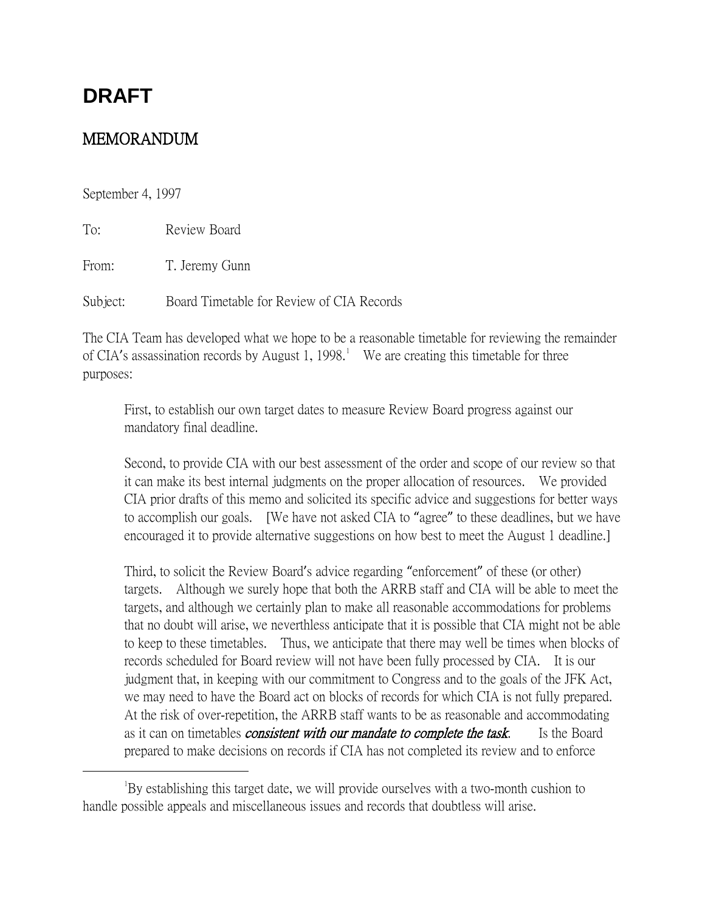# DRAFT

## MEMORANDUM

September 4, 1997

To: Review Board

From: T. Jeremy Gunn

Subject: Board Timetable for Review of CIA Records

The CIA Team has developed what we hope to be a reasonable timetable for reviewing the remainder of CIA's assassination records by August 1, 1998.[1] We are creating this timetable for three purposes:

> First, to establish our own target dates to measure Review Board progress against our mandatory final deadline.
>
> Second, to provide CIA with our best assessment of the order and scope of our review so that it can make its best internal judgments on the proper allocation of resources. We provided CIA prior drafts of this memo and solicited its specific advice and suggestions for better ways to accomplish our goals. [We have not asked CIA to "agree" to these deadlines, but we have encouraged it to provide alternative suggestions on how best to meet the August 1 deadline.]
>
> Third, to solicit the Review Board's advice regarding "enforcement" of these (or other) targets. Although we surely hope that both the ARRB staff and CIA will be able to meet the targets, and although we certainly plan to make all reasonable accommodations for problems that no doubt will arise, we neverthless anticipate that it is possible that CIA might not be able to keep to these timetables. Thus, we anticipate that there may well be times when blocks of records scheduled for Board review will not have been fully processed by CIA. It is our judgment that, in keeping with our commitment to Congress and to the goals of the JFK Act, we may need to have the Board act on blocks of records for which CIA is not fully prepared. At the risk of over-repetition, the ARRB staff wants to be as reasonable and accommodating as it can on timetables ***consistent with our mandate to complete the task***. Is the Board prepared to make decisions on records if CIA has not completed its review and to enforce

---

[1] By establishing this target date, we will provide ourselves with a two-month cushion to handle possible appeals and miscellaneous issues and records that doubtless will arise.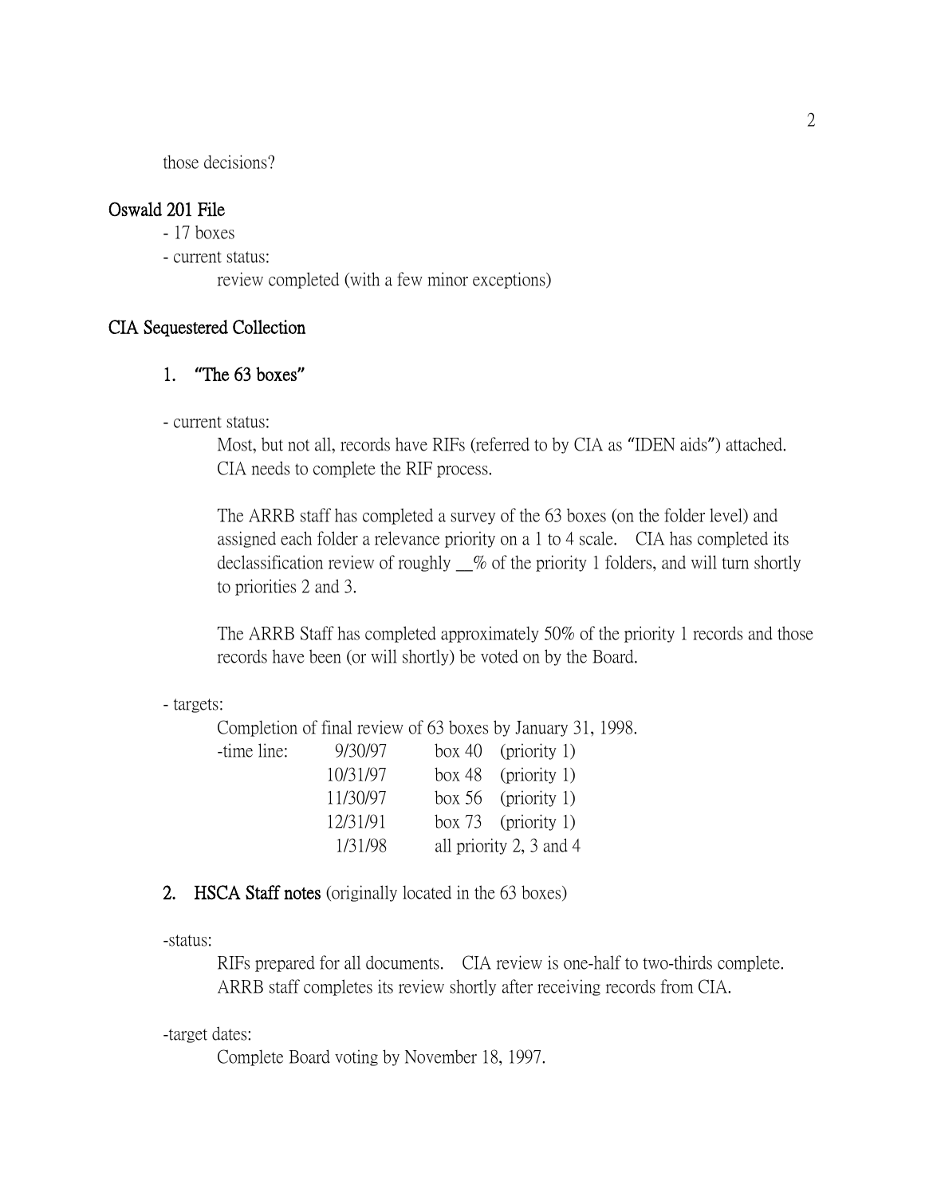those decisions?

**Oswald 201 File**

- 17 boxes
- current status:
  review completed (with a few minor exceptions)

**CIA Sequestered Collection**

**1. "The 63 boxes"**

- current status:

  Most, but not all, records have RIFs (referred to by CIA as "IDEN aids") attached. CIA needs to complete the RIF process.

  The ARRB staff has completed a survey of the 63 boxes (on the folder level) and assigned each folder a relevance priority on a 1 to 4 scale. CIA has completed its declassification review of roughly __% of the priority 1 folders, and will turn shortly to priorities 2 and 3.

  The ARRB Staff has completed approximately 50% of the priority 1 records and those records have been (or will shortly) be voted on by the Board.

- targets:

  Completion of final review of 63 boxes by January 31, 1998.

| -time line: | 9/30/97 | box 40 (priority 1) |
|---|---|---|
| | 10/31/97 | box 48 (priority 1) |
| | 11/30/97 | box 56 (priority 1) |
| | 12/31/91 | box 73 (priority 1) |
| | 1/31/98 | all priority 2, 3 and 4 |

**2. HSCA Staff notes** (originally located in the 63 boxes)

-status:

  RIFs prepared for all documents. CIA review is one-half to two-thirds complete. ARRB staff completes its review shortly after receiving records from CIA.

-target dates:

  Complete Board voting by November 18, 1997.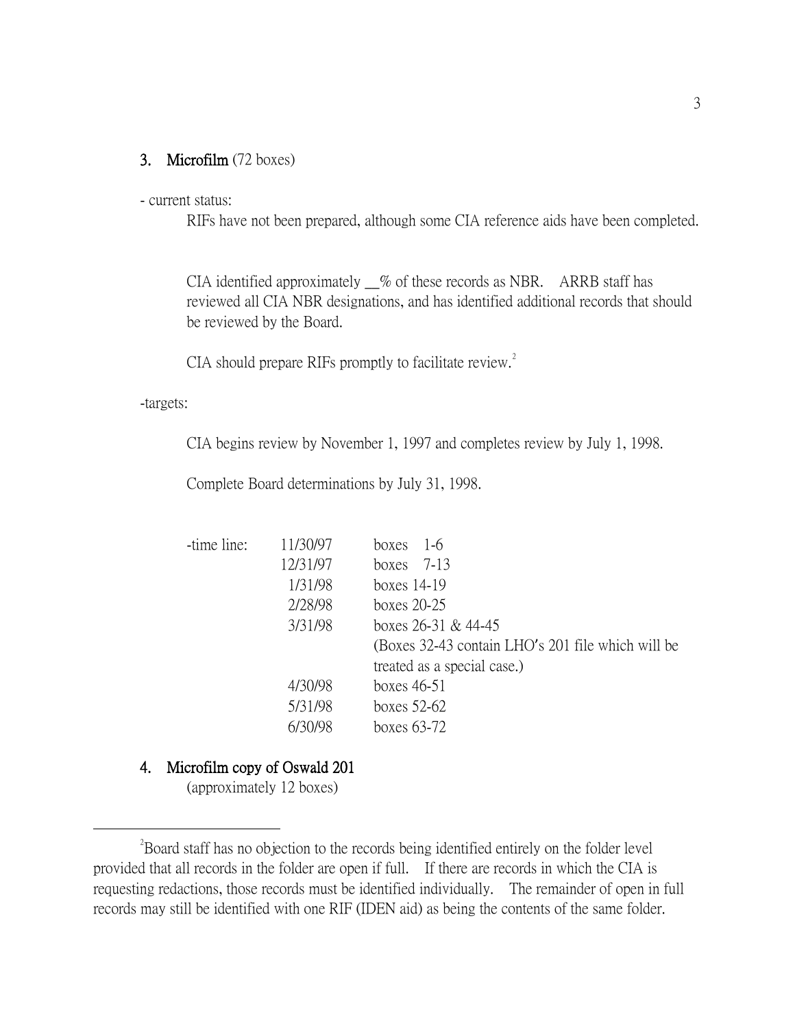**3. Microfilm** (72 boxes)

- current status:

RIFs have not been prepared, although some CIA reference aids have been completed.

CIA identified approximately __% of these records as NBR. ARRB staff has reviewed all CIA NBR designations, and has identified additional records that should be reviewed by the Board.

CIA should prepare RIFs promptly to facilitate review.[2]

-targets:

CIA begins review by November 1, 1997 and completes review by July 1, 1998.

Complete Board determinations by July 31, 1998.

| -time line: | 11/30/97 | boxes 1-6 |
|---|---|---|
| | 12/31/97 | boxes 7-13 |
| | 1/31/98 | boxes 14-19 |
| | 2/28/98 | boxes 20-25 |
| | 3/31/98 | boxes 26-31 & 44-45 (Boxes 32-43 contain LHO's 201 file which will be treated as a special case.) |
| | 4/30/98 | boxes 46-51 |
| | 5/31/98 | boxes 52-62 |
| | 6/30/98 | boxes 63-72 |

**4. Microfilm copy of Oswald 201**

(approximately 12 boxes)

[2] Board staff has no objection to the records being identified entirely on the folder level provided that all records in the folder are open if full. If there are records in which the CIA is requesting redactions, those records must be identified individually. The remainder of open in full records may still be identified with one RIF (IDEN aid) as being the contents of the same folder.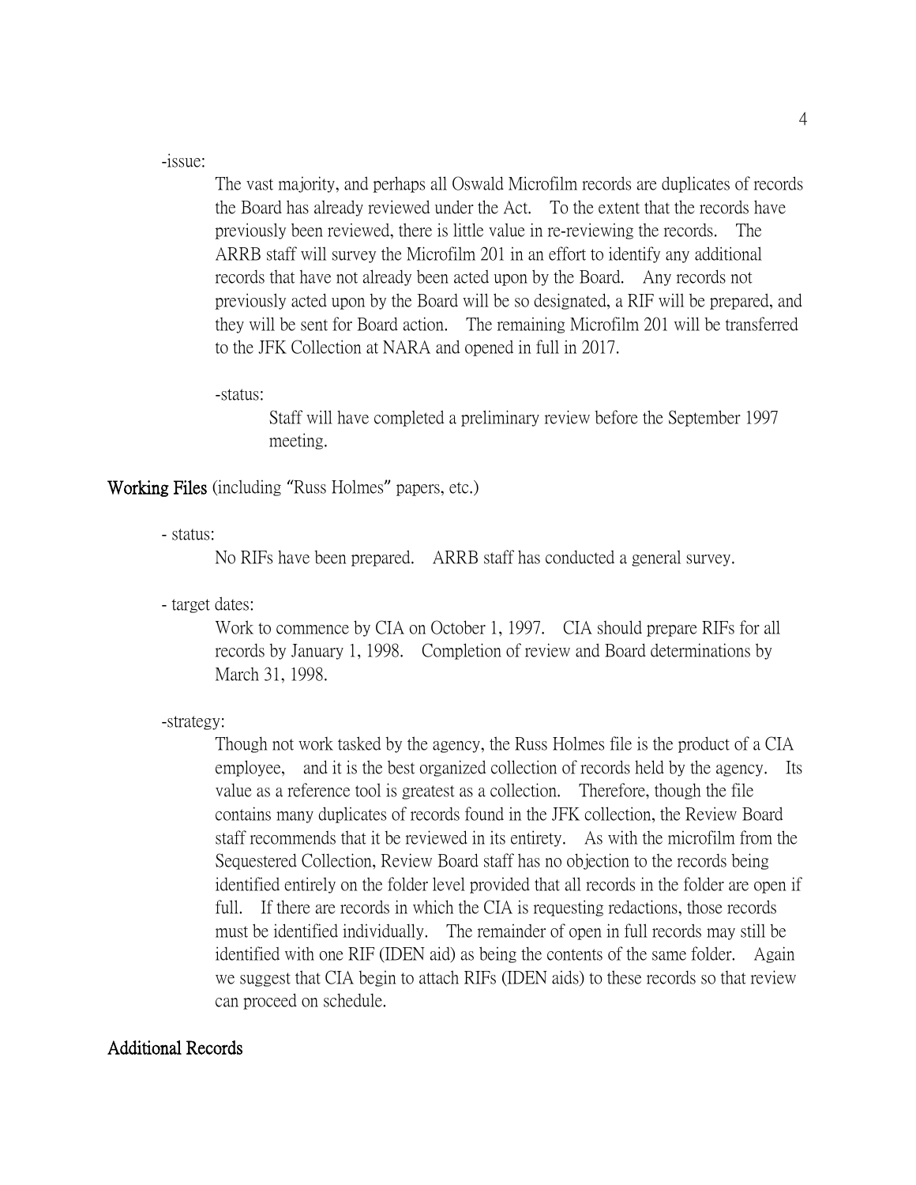-issue:

The vast majority, and perhaps all Oswald Microfilm records are duplicates of records the Board has already reviewed under the Act. To the extent that the records have previously been reviewed, there is little value in re-reviewing the records. The ARRB staff will survey the Microfilm 201 in an effort to identify any additional records that have not already been acted upon by the Board. Any records not previously acted upon by the Board will be so designated, a RIF will be prepared, and they will be sent for Board action. The remaining Microfilm 201 will be transferred to the JFK Collection at NARA and opened in full in 2017.

-status:

Staff will have completed a preliminary review before the September 1997 meeting.

**Working Files** (including "Russ Holmes" papers, etc.)

- status:

No RIFs have been prepared. ARRB staff has conducted a general survey.

- target dates:

Work to commence by CIA on October 1, 1997. CIA should prepare RIFs for all records by January 1, 1998. Completion of review and Board determinations by March 31, 1998.

-strategy:

Though not work tasked by the agency, the Russ Holmes file is the product of a CIA employee, and it is the best organized collection of records held by the agency. Its value as a reference tool is greatest as a collection. Therefore, though the file contains many duplicates of records found in the JFK collection, the Review Board staff recommends that it be reviewed in its entirety. As with the microfilm from the Sequestered Collection, Review Board staff has no objection to the records being identified entirely on the folder level provided that all records in the folder are open if full. If there are records in which the CIA is requesting redactions, those records must be identified individually. The remainder of open in full records may still be identified with one RIF (IDEN aid) as being the contents of the same folder. Again we suggest that CIA begin to attach RIFs (IDEN aids) to these records so that review can proceed on schedule.

**Additional Records**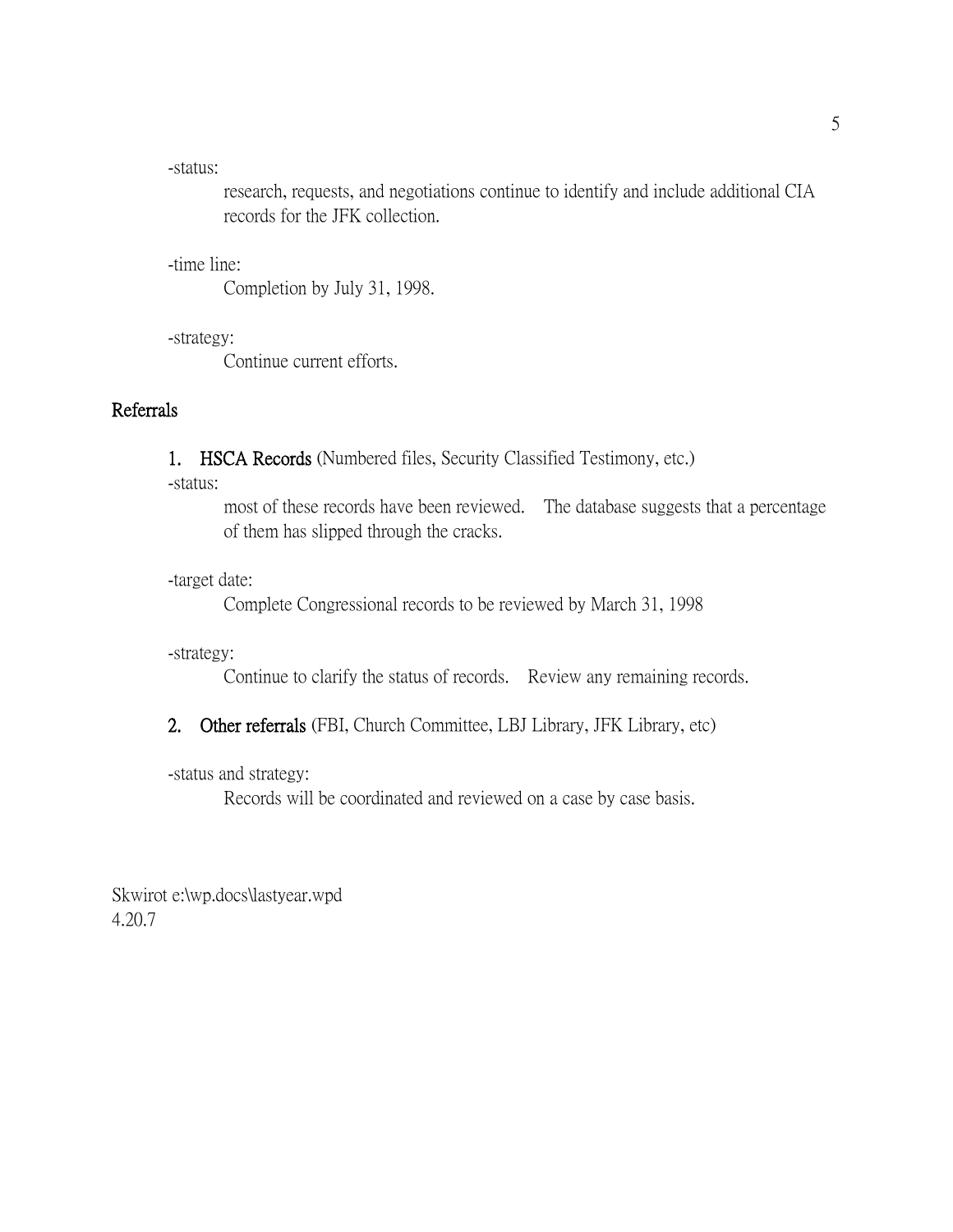-status:

research, requests, and negotiations continue to identify and include additional CIA records for the JFK collection.

-time line:

Completion by July 31, 1998.

-strategy:

Continue current efforts.

## Referrals

1. **HSCA Records** (Numbered files, Security Classified Testimony, etc.)

-status:

most of these records have been reviewed. The database suggests that a percentage of them has slipped through the cracks.

-target date:

Complete Congressional records to be reviewed by March 31, 1998

-strategy:

Continue to clarify the status of records. Review any remaining records.

2. **Other referrals** (FBI, Church Committee, LBJ Library, JFK Library, etc)

-status and strategy:

Records will be coordinated and reviewed on a case by case basis.

Skwirot e:\wp.docs\lastyear.wpd
4.20.7